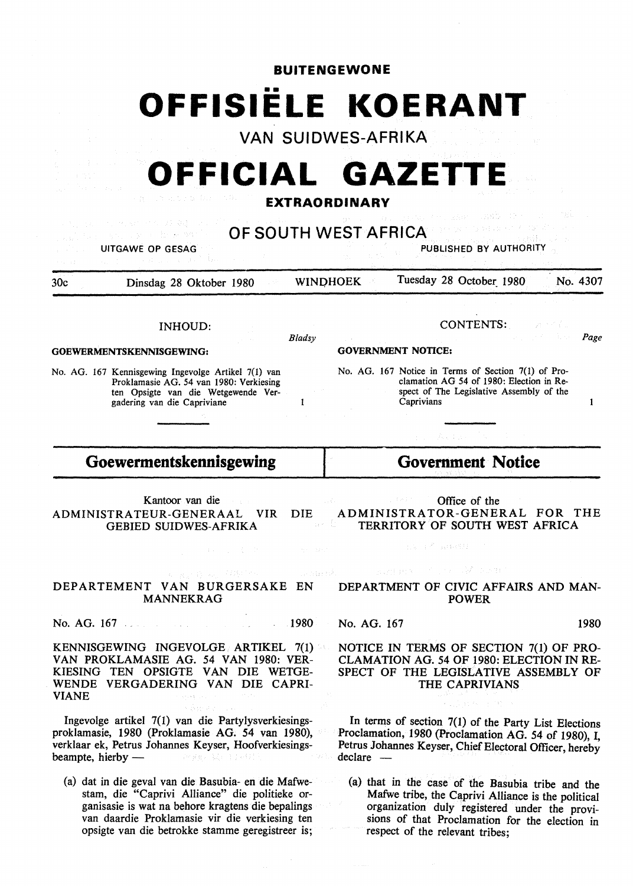**BUITENGEWONE**

# OFFISIËLE KOERANT

VAN SUIDWES-AFRIKA

# OFFICIAL GAZETTE

**EXTRAORDINARY**

## OF SOUTH WEST AFRICA

UITGAWE OP GESAG — PUBLISHED BY AUTHORITY

30c — Dinsdag 28 Oktober 1980 — WINDHOEK — Tuesday 28 October 1980 — No. 4307

INHOUD:

**GOEWERMENTSKENNISGEWING:**

| | Bladsy |
|---|---|
| No. AG. 167 Kennisgewing Ingevolge Artikel 7(1) van Proklamasie AG. 54 van 1980: Verkiesing ten Opsigte van die Wetgewende Vergadering van die Capriviane | 1 |

CONTENTS:

**GOVERNMENT NOTICE:**

| | Page |
|---|---|
| No. AG. 167 Notice in Terms of Section 7(1) of Proclamation AG 54 of 1980: Election in Respect of The Legislative Assembly of the Caprivians | 1 |

## Goewermentskennisgewing

Kantoor van die
ADMINISTRATEUR-GENERAAL VIR DIE GEBIED SUIDWES-AFRIKA

DEPARTEMENT VAN BURGERSAKE EN MANNEKRAG

No. AG. 167 — 1980

KENNISGEWING INGEVOLGE ARTIKEL 7(1) VAN PROKLAMASIE AG. 54 VAN 1980: VERKIESING TEN OPSIGTE VAN DIE WETGEWENDE VERGADERING VAN DIE CAPRIVIANE

Ingevolge artikel 7(1) van die Partylysverkiesingsproklamasie, 1980 (Proklamasie AG. 54 van 1980), verklaar ek, Petrus Johannes Keyser, Hoofverkiesingsbeampte, hierby —

(a) dat in die geval van die Basubia- en die Mafwestam, die "Caprivi Alliance" die politieke organisasie is wat na behore kragtens die bepalings van daardie Proklamasie vir die verkiesing ten opsigte van die betrokke stamme geregistreer is;

## Government Notice

Office of the
ADMINISTRATOR-GENERAL FOR THE TERRITORY OF SOUTH WEST AFRICA

DEPARTMENT OF CIVIC AFFAIRS AND MANPOWER

No. AG. 167 — 1980

NOTICE IN TERMS OF SECTION 7(1) OF PROCLAMATION AG. 54 OF 1980: ELECTION IN RESPECT OF THE LEGISLATIVE ASSEMBLY OF THE CAPRIVIANS

In terms of section 7(1) of the Party List Elections Proclamation, 1980 (Proclamation AG. 54 of 1980), I, Petrus Johannes Keyser, Chief Electoral Officer, hereby declare —

(a) that in the case of the Basubia tribe and the Mafwe tribe, the Caprivi Alliance is the political organization duly registered under the provisions of that Proclamation for the election in respect of the relevant tribes;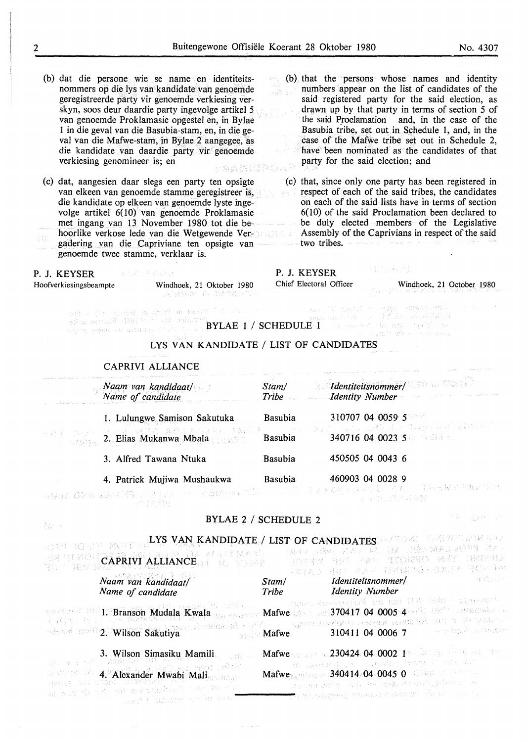(b) dat die persone wie se name en identiteitsnommers op die lys van kandidate van genoemde geregistreerde party vir genoemde verkiesing verskyn, soos deur daardie party ingevolge artikel 5 van genoemde Proklamasie opgestel en, in Bylae 1 in die geval van die Basubia-stam, en, in die geval van die Mafwe-stam, in Bylae 2 aangegee, as die kandidate van daardie party vir genoemde verkiesing genomineer is; en

(c) dat, aangesien daar slegs een party ten opsigte van elkeen van genoemde stamme geregistreer is, die kandidate op elkeen van genoemde lyste ingevolge artikel 6(10) van genoemde Proklamasie met ingang van 13 November 1980 tot die behoorlike verkose lede van die Wetgewende Vergadering van die Capriviane ten opsigte van genoemde twee stamme, verklaar is.

P. J. KEYSER
Hoofverkiesingsbeampte

Windhoek, 21 Oktober 1980

(b) that the persons whose names and identity numbers appear on the list of candidates of the said registered party for the said election, as drawn up by that party in terms of section 5 of the said Proclamation and, in the case of the Basubia tribe, set out in Schedule 1, and, in the case of the Mafwe tribe set out in Schedule 2, have been nominated as the candidates of that party for the said election; and

(c) that, since only one party has been registered in respect of each of the said tribes, the candidates on each of the said lists have in terms of section 6(10) of the said Proclamation been declared to be duly elected members of the Legislative Assembly of the Caprivians in respect of the said two tribes.

P. J. KEYSER
Chief Electoral Officer

Windhoek, 21 October 1980

## BYLAE 1 / SCHEDULE 1

### LYS VAN KANDIDATE / LIST OF CANDIDATES

CAPRIVI ALLIANCE

| *Naam van kandidaat/ Name of candidate* | *Stam/ Tribe* | *Identiteitsnommer/ Identity Number* |
|---|---|---|
| 1. Lulungwe Samison Sakutuka | Basubia | 310707 04 0059 5 |
| 2. Elias Mukanwa Mbala | Basubia | 340716 04 0023 5 |
| 3. Alfred Tawana Ntuka | Basubia | 450505 04 0043 6 |
| 4. Patrick Mujiwa Mushaukwa | Basubia | 460903 04 0028 9 |

## BYLAE 2 / SCHEDULE 2

### LYS VAN KANDIDATE / LIST OF CANDIDATES

CAPRIVI ALLIANCE

| *Naam van kandidaat/ Name of candidate* | *Stam/ Tribe* | *Identiteitsnommer/ Identity Number* |
|---|---|---|
| 1. Branson Mudala Kwala | Mafwe | 370417 04 0005 4 |
| 2. Wilson Sakutiya | Mafwe | 310411 04 0006 7 |
| 3. Wilson Simasiku Mamili | Mafwe | 230424 04 0002 1 |
| 4. Alexander Mwabi Mali | Mafwe | 340414 04 0045 0 |